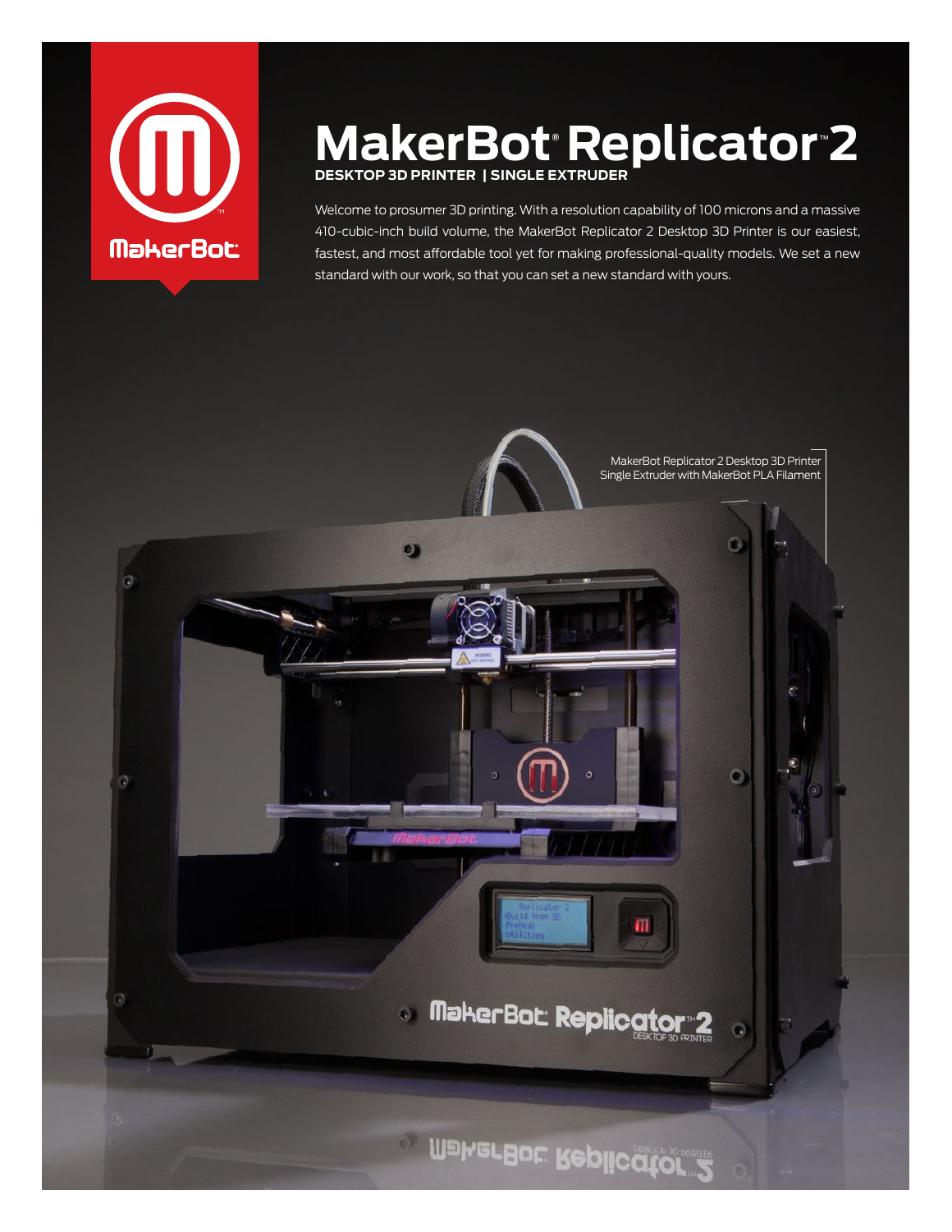MakerBot

# MakerBot® Replicator™ 2

**DESKTOP 3D PRINTER | SINGLE EXTRUDER**

Welcome to prosumer 3D printing. With a resolution capability of 100 microns and a massive 410-cubic-inch build volume, the MakerBot Replicator 2 Desktop 3D Printer is our easiest, fastest, and most affordable tool yet for making professional-quality models. We set a new standard with our work, so that you can set a new standard with yours.

MakerBot Replicator 2 Desktop 3D Printer Single Extruder with MakerBot PLA Filament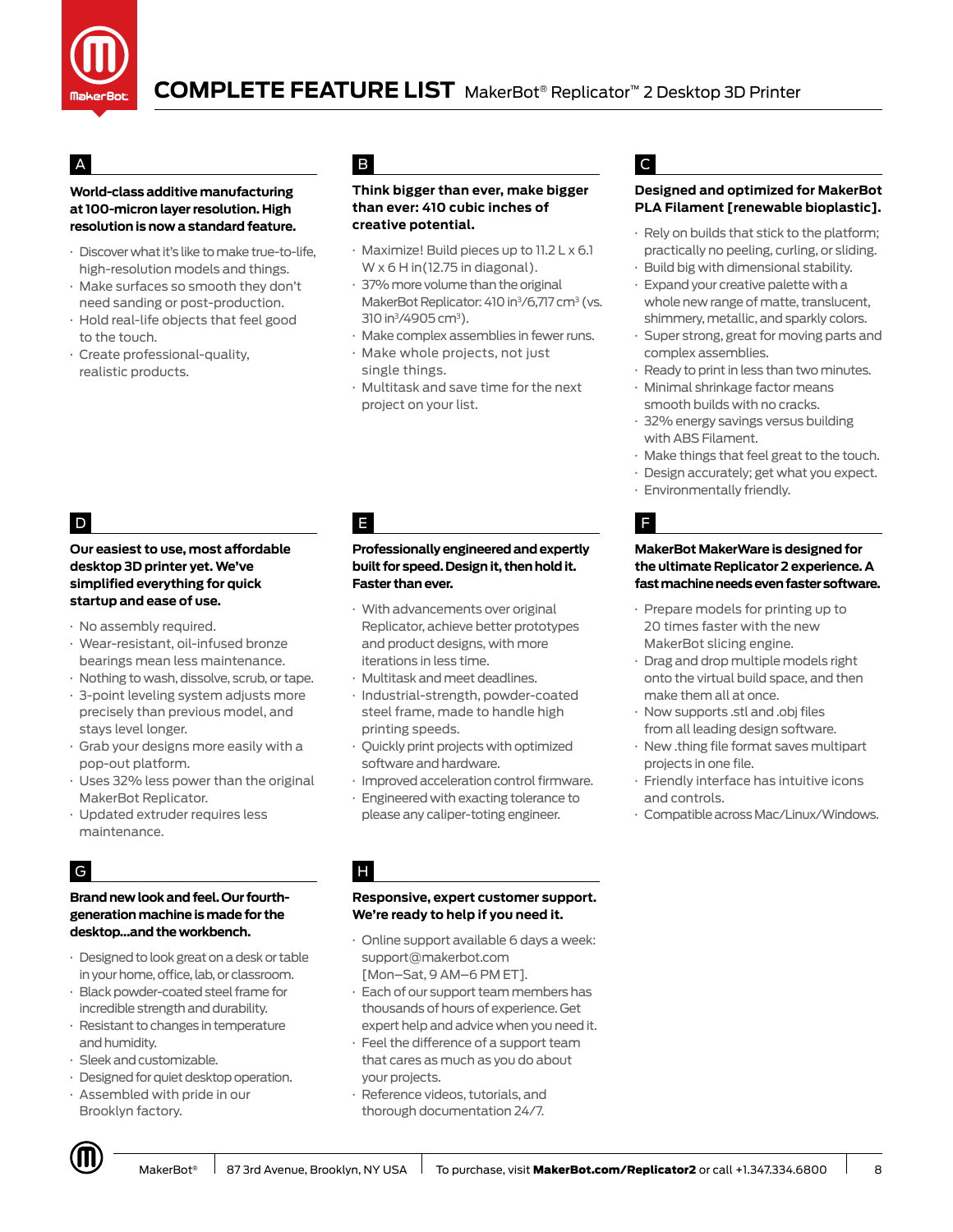# COMPLETE FEATURE LIST MakerBot® Replicator™ 2 Desktop 3D Printer

## A

**World-class additive manufacturing at 100-micron layer resolution. High resolution is now a standard feature.**

- Discover what it's like to make true-to-life, high-resolution models and things.
- Make surfaces so smooth they don't need sanding or post-production.
- Hold real-life objects that feel good to the touch.
- Create professional-quality, realistic products.

## B

**Think bigger than ever, make bigger than ever: 410 cubic inches of creative potential.**

- Maximize! Build pieces up to 11.2 L x 6.1 W x 6 H in(12.75 in diagonal).
- 37% more volume than the original MakerBot Replicator: 410 in³/6,717 cm³ (vs. 310 in³/4905 cm³).
- Make complex assemblies in fewer runs.
- Make whole projects, not just single things.
- Multitask and save time for the next project on your list.

## C

**Designed and optimized for MakerBot PLA Filament [renewable bioplastic].**

- Rely on builds that stick to the platform; practically no peeling, curling, or sliding.
- Build big with dimensional stability.
- Expand your creative palette with a whole new range of matte, translucent, shimmery, metallic, and sparkly colors.
- Super strong, great for moving parts and complex assemblies.
- Ready to print in less than two minutes.
- Minimal shrinkage factor means smooth builds with no cracks.
- 32% energy savings versus building with ABS Filament.
- Make things that feel great to the touch.
- Design accurately; get what you expect.
- Environmentally friendly.

## D

**Our easiest to use, most affordable desktop 3D printer yet. We've simplified everything for quick startup and ease of use.**

- No assembly required.
- Wear-resistant, oil-infused bronze bearings mean less maintenance.
- Nothing to wash, dissolve, scrub, or tape.
- 3-point leveling system adjusts more precisely than previous model, and stays level longer.
- Grab your designs more easily with a pop-out platform.
- Uses 32% less power than the original MakerBot Replicator.
- Updated extruder requires less maintenance.

## E

**Professionally engineered and expertly built for speed. Design it, then hold it. Faster than ever.**

- With advancements over original Replicator, achieve better prototypes and product designs, with more iterations in less time.
- Multitask and meet deadlines.
- Industrial-strength, powder-coated steel frame, made to handle high printing speeds.
- Quickly print projects with optimized software and hardware.
- Improved acceleration control firmware.
- Engineered with exacting tolerance to please any caliper-toting engineer.

## F

**MakerBot MakerWare is designed for the ultimate Replicator 2 experience. A fast machine needs even faster software.**

- Prepare models for printing up to 20 times faster with the new MakerBot slicing engine.
- Drag and drop multiple models right onto the virtual build space, and then make them all at once.
- Now supports .stl and .obj files from all leading design software.
- New .thing file format saves multipart projects in one file.
- Friendly interface has intuitive icons and controls.
- Compatible across Mac/Linux/Windows.

## G

**Brand new look and feel. Our fourth-generation machine is made for the desktop...and the workbench.**

- Designed to look great on a desk or table in your home, office, lab, or classroom.
- Black powder-coated steel frame for incredible strength and durability.
- Resistant to changes in temperature and humidity.
- Sleek and customizable.
- Designed for quiet desktop operation.
- Assembled with pride in our Brooklyn factory.

## H

**Responsive, expert customer support. We're ready to help if you need it.**

- Online support available 6 days a week: support@makerbot.com [Mon–Sat, 9 AM–6 PM ET].
- Each of our support team members has thousands of hours of experience. Get expert help and advice when you need it.
- Feel the difference of a support team that cares as much as you do about your projects.
- Reference videos, tutorials, and thorough documentation 24/7.

MakerBot® | 87 3rd Avenue, Brooklyn, NY USA | To purchase, visit **MakerBot.com/Replicator2** or call +1.347.334.6800